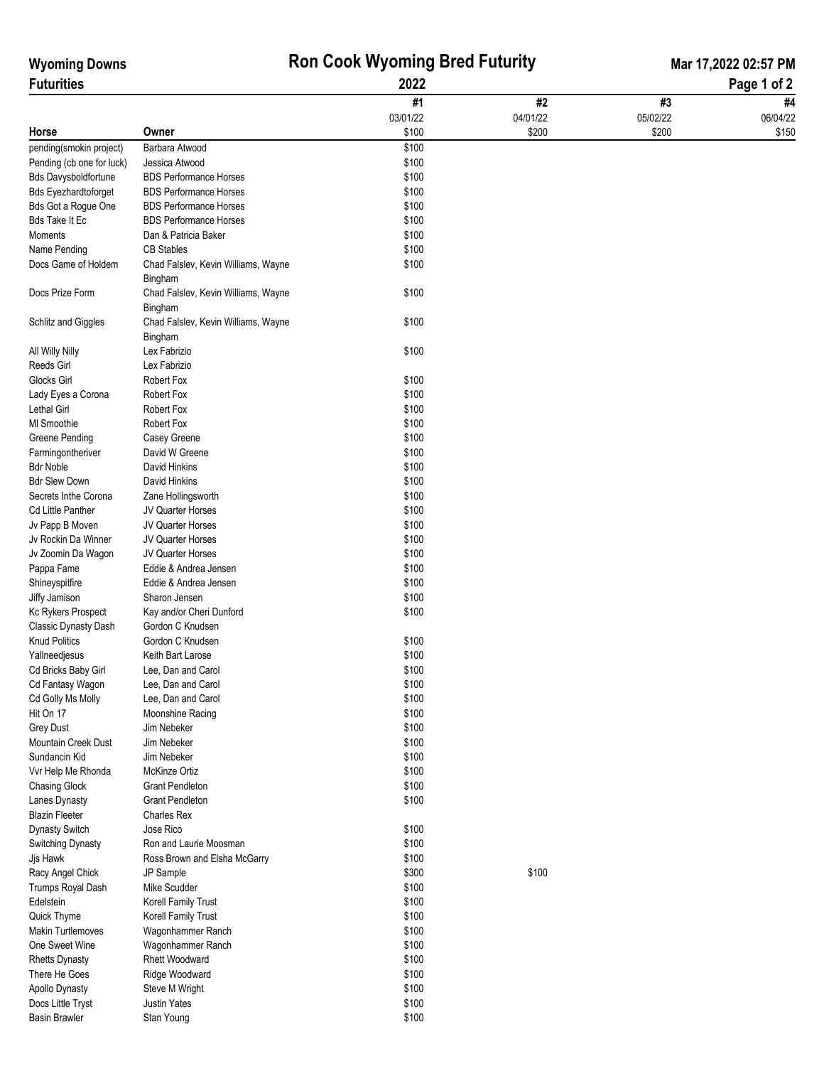# Wyoming Downs Futurities

## Ron Cook Wyoming Bred Futurity

## 2022

Mar 17,2022 02:57 PM

| Horse | Owner | #1<br>03/01/22<br>$100 | #2<br>04/01/22<br>$200 | #3<br>05/02/22<br>$200 | #4<br>06/04/22<br>$150 |
|---|---|---|---|---|---|
| pending(smokin project) | Barbara Atwood | $100 | | | |
| Pending (cb one for luck) | Jessica Atwood | $100 | | | |
| Bds Davysboldfortune | BDS Performance Horses | $100 | | | |
| Bds Eyezhardtoforget | BDS Performance Horses | $100 | | | |
| Bds Got a Rogue One | BDS Performance Horses | $100 | | | |
| Bds Take It Ec | BDS Performance Horses | $100 | | | |
| Moments | Dan & Patricia Baker | $100 | | | |
| Name Pending | CB Stables | $100 | | | |
| Docs Game of Holdem | Chad Falslev, Kevin Williams, Wayne Bingham | $100 | | | |
| Docs Prize Form | Chad Falslev, Kevin Williams, Wayne Bingham | $100 | | | |
| Schlitz and Giggles | Chad Falslev, Kevin Williams, Wayne Bingham | $100 | | | |
| All Willy Nilly | Lex Fabrizio | $100 | | | |
| Reeds Girl | Lex Fabrizio | | | | |
| Glocks Girl | Robert Fox | $100 | | | |
| Lady Eyes a Corona | Robert Fox | $100 | | | |
| Lethal Girl | Robert Fox | $100 | | | |
| Ml Smoothie | Robert Fox | $100 | | | |
| Greene Pending | Casey Greene | $100 | | | |
| Farmingontheriver | David W Greene | $100 | | | |
| Bdr Noble | David Hinkins | $100 | | | |
| Bdr Slew Down | David Hinkins | $100 | | | |
| Secrets Inthe Corona | Zane Hollingsworth | $100 | | | |
| Cd Little Panther | JV Quarter Horses | $100 | | | |
| Jv Papp B Moven | JV Quarter Horses | $100 | | | |
| Jv Rockin Da Winner | JV Quarter Horses | $100 | | | |
| Jv Zoomin Da Wagon | JV Quarter Horses | $100 | | | |
| Pappa Fame | Eddie & Andrea Jensen | $100 | | | |
| Shineyspitfire | Eddie & Andrea Jensen | $100 | | | |
| Jiffy Jamison | Sharon Jensen | $100 | | | |
| Kc Rykers Prospect | Kay and/or Cheri Dunford | $100 | | | |
| Classic Dynasty Dash | Gordon C Knudsen | | | | |
| Knud Politics | Gordon C Knudsen | $100 | | | |
| Yallneedjesus | Keith Bart Larose | $100 | | | |
| Cd Bricks Baby Girl | Lee, Dan and Carol | $100 | | | |
| Cd Fantasy Wagon | Lee, Dan and Carol | $100 | | | |
| Cd Golly Ms Molly | Lee, Dan and Carol | $100 | | | |
| Hit On 17 | Moonshine Racing | $100 | | | |
| Grey Dust | Jim Nebeker | $100 | | | |
| Mountain Creek Dust | Jim Nebeker | $100 | | | |
| Sundancin Kid | Jim Nebeker | $100 | | | |
| Vvr Help Me Rhonda | McKinze Ortiz | $100 | | | |
| Chasing Glock | Grant Pendleton | $100 | | | |
| Lanes Dynasty | Grant Pendleton | $100 | | | |
| Blazin Fleeter | Charles Rex | | | | |
| Dynasty Switch | Jose Rico | $100 | | | |
| Switching Dynasty | Ron and Laurie Moosman | $100 | | | |
| Jjs Hawk | Ross Brown and Elsha McGarry | $100 | | | |
| Racy Angel Chick | JP Sample | $300 | $100 | | |
| Trumps Royal Dash | Mike Scudder | $100 | | | |
| Edelstein | Korell Family Trust | $100 | | | |
| Quick Thyme | Korell Family Trust | $100 | | | |
| Makin Turtlemoves | Wagonhammer Ranch | $100 | | | |
| One Sweet Wine | Wagonhammer Ranch | $100 | | | |
| Rhetts Dynasty | Rhett Woodward | $100 | | | |
| There He Goes | Ridge Woodward | $100 | | | |
| Apollo Dynasty | Steve M Wright | $100 | | | |
| Docs Little Tryst | Justin Yates | $100 | | | |
| Basin Brawler | Stan Young | $100 | | | |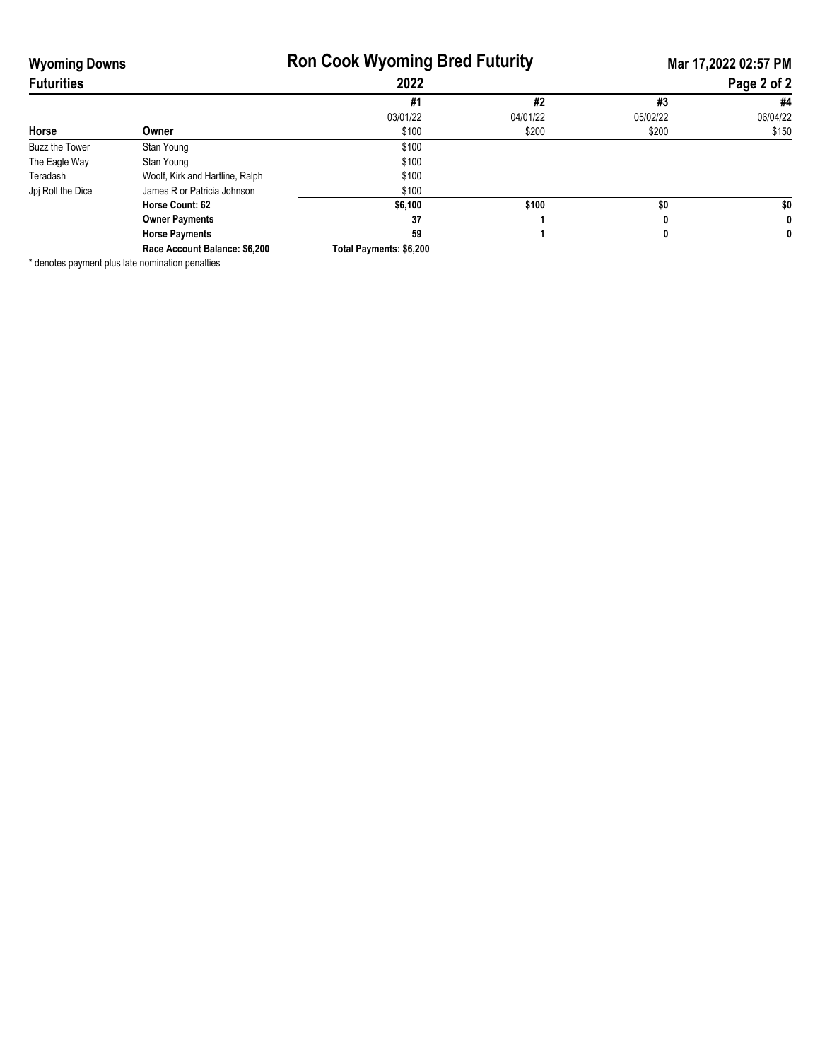**Wyoming Downs Futurities**

# Ron Cook Wyoming Bred Futurity

## 2022

Mar 17,2022 02:57 PM

| Horse | Owner | #1<br>03/01/22<br>$100 | #2<br>04/01/22<br>$200 | #3<br>05/02/22<br>$200 | #4<br>06/04/22<br>$150 |
|---|---|---|---|---|---|
| Buzz the Tower | Stan Young | $100 | | | |
| The Eagle Way | Stan Young | $100 | | | |
| Teradash | Woolf, Kirk and Hartline, Ralph | $100 | | | |
| Jpj Roll the Dice | James R or Patricia Johnson | $100 | | | |
| | **Horse Count: 62** | **$6,100** | **$100** | **$0** | **$0** |
| | **Owner Payments** | **37** | **1** | **0** | **0** |
| | **Horse Payments** | **59** | **1** | **0** | **0** |
| | **Race Account Balance: $6,200** | **Total Payments: $6,200** | | | |

* denotes payment plus late nomination penalties